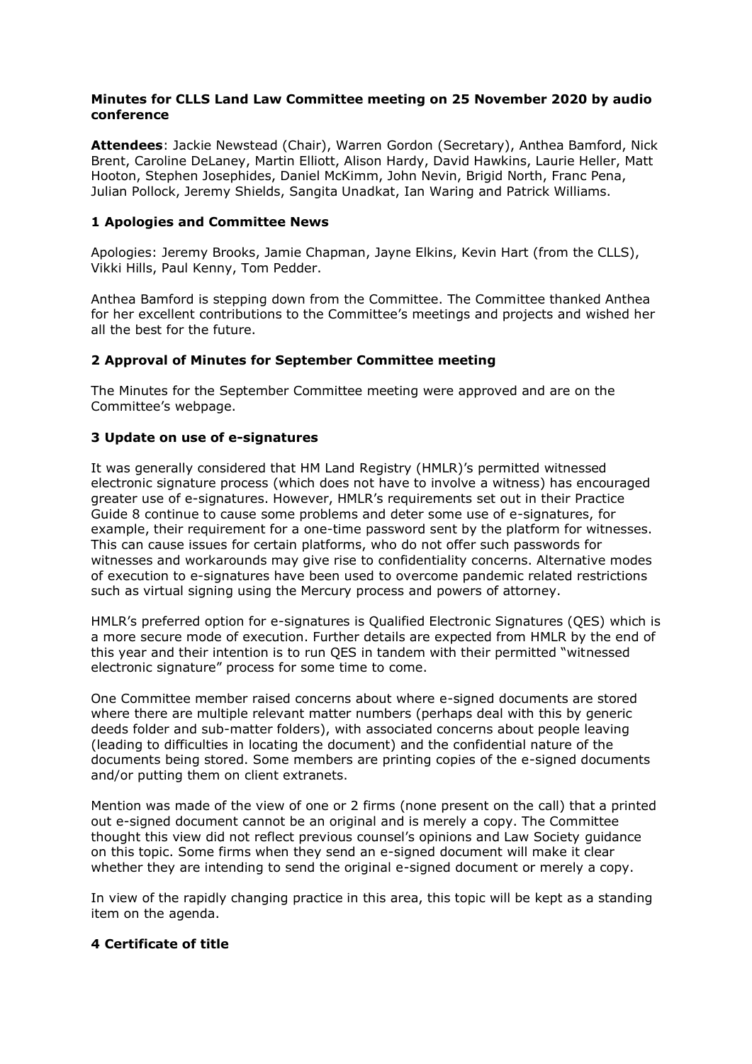**Minutes for CLLS Land Law Committee meeting on 25 November 2020 by audio conference**

**Attendees**: Jackie Newstead (Chair), Warren Gordon (Secretary), Anthea Bamford, Nick Brent, Caroline DeLaney, Martin Elliott, Alison Hardy, David Hawkins, Laurie Heller, Matt Hooton, Stephen Josephides, Daniel McKimm, John Nevin, Brigid North, Franc Pena, Julian Pollock, Jeremy Shields, Sangita Unadkat, Ian Waring and Patrick Williams.

## 1 Apologies and Committee News

Apologies: Jeremy Brooks, Jamie Chapman, Jayne Elkins, Kevin Hart (from the CLLS), Vikki Hills, Paul Kenny, Tom Pedder.

Anthea Bamford is stepping down from the Committee. The Committee thanked Anthea for her excellent contributions to the Committee's meetings and projects and wished her all the best for the future.

## 2 Approval of Minutes for September Committee meeting

The Minutes for the September Committee meeting were approved and are on the Committee's webpage.

## 3 Update on use of e-signatures

It was generally considered that HM Land Registry (HMLR)'s permitted witnessed electronic signature process (which does not have to involve a witness) has encouraged greater use of e-signatures. However, HMLR's requirements set out in their Practice Guide 8 continue to cause some problems and deter some use of e-signatures, for example, their requirement for a one-time password sent by the platform for witnesses. This can cause issues for certain platforms, who do not offer such passwords for witnesses and workarounds may give rise to confidentiality concerns. Alternative modes of execution to e-signatures have been used to overcome pandemic related restrictions such as virtual signing using the Mercury process and powers of attorney.

HMLR's preferred option for e-signatures is Qualified Electronic Signatures (QES) which is a more secure mode of execution. Further details are expected from HMLR by the end of this year and their intention is to run QES in tandem with their permitted "witnessed electronic signature" process for some time to come.

One Committee member raised concerns about where e-signed documents are stored where there are multiple relevant matter numbers (perhaps deal with this by generic deeds folder and sub-matter folders), with associated concerns about people leaving (leading to difficulties in locating the document) and the confidential nature of the documents being stored. Some members are printing copies of the e-signed documents and/or putting them on client extranets.

Mention was made of the view of one or 2 firms (none present on the call) that a printed out e-signed document cannot be an original and is merely a copy. The Committee thought this view did not reflect previous counsel's opinions and Law Society guidance on this topic. Some firms when they send an e-signed document will make it clear whether they are intending to send the original e-signed document or merely a copy.

In view of the rapidly changing practice in this area, this topic will be kept as a standing item on the agenda.

## 4 Certificate of title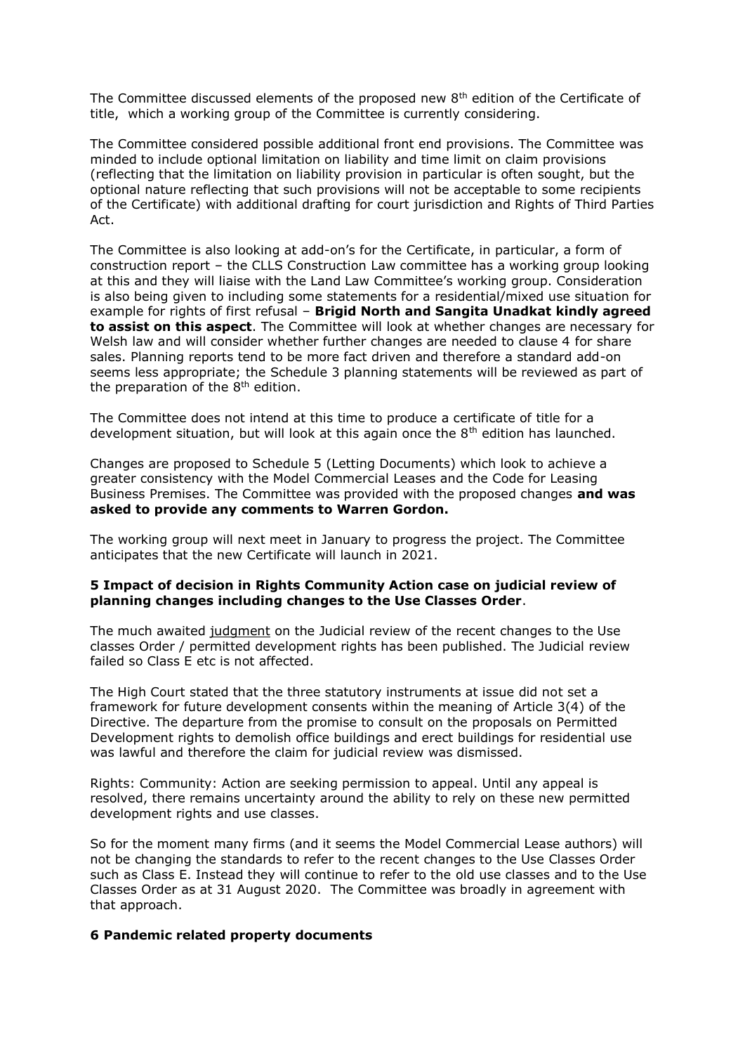The Committee discussed elements of the proposed new 8th edition of the Certificate of title, which a working group of the Committee is currently considering.

The Committee considered possible additional front end provisions. The Committee was minded to include optional limitation on liability and time limit on claim provisions (reflecting that the limitation on liability provision in particular is often sought, but the optional nature reflecting that such provisions will not be acceptable to some recipients of the Certificate) with additional drafting for court jurisdiction and Rights of Third Parties Act.

The Committee is also looking at add-on's for the Certificate, in particular, a form of construction report – the CLLS Construction Law committee has a working group looking at this and they will liaise with the Land Law Committee's working group. Consideration is also being given to including some statements for a residential/mixed use situation for example for rights of first refusal – **Brigid North and Sangita Unadkat kindly agreed to assist on this aspect**. The Committee will look at whether changes are necessary for Welsh law and will consider whether further changes are needed to clause 4 for share sales. Planning reports tend to be more fact driven and therefore a standard add-on seems less appropriate; the Schedule 3 planning statements will be reviewed as part of the preparation of the 8th edition.

The Committee does not intend at this time to produce a certificate of title for a development situation, but will look at this again once the 8th edition has launched.

Changes are proposed to Schedule 5 (Letting Documents) which look to achieve a greater consistency with the Model Commercial Leases and the Code for Leasing Business Premises. The Committee was provided with the proposed changes **and was asked to provide any comments to Warren Gordon.**

The working group will next meet in January to progress the project. The Committee anticipates that the new Certificate will launch in 2021.

### 5 Impact of decision in Rights Community Action case on judicial review of planning changes including changes to the Use Classes Order.

The much awaited judgment on the Judicial review of the recent changes to the Use classes Order / permitted development rights has been published. The Judicial review failed so Class E etc is not affected.

The High Court stated that the three statutory instruments at issue did not set a framework for future development consents within the meaning of Article 3(4) of the Directive. The departure from the promise to consult on the proposals on Permitted Development rights to demolish office buildings and erect buildings for residential use was lawful and therefore the claim for judicial review was dismissed.

Rights: Community: Action are seeking permission to appeal. Until any appeal is resolved, there remains uncertainty around the ability to rely on these new permitted development rights and use classes.

So for the moment many firms (and it seems the Model Commercial Lease authors) will not be changing the standards to refer to the recent changes to the Use Classes Order such as Class E. Instead they will continue to refer to the old use classes and to the Use Classes Order as at 31 August 2020. The Committee was broadly in agreement with that approach.

### 6 Pandemic related property documents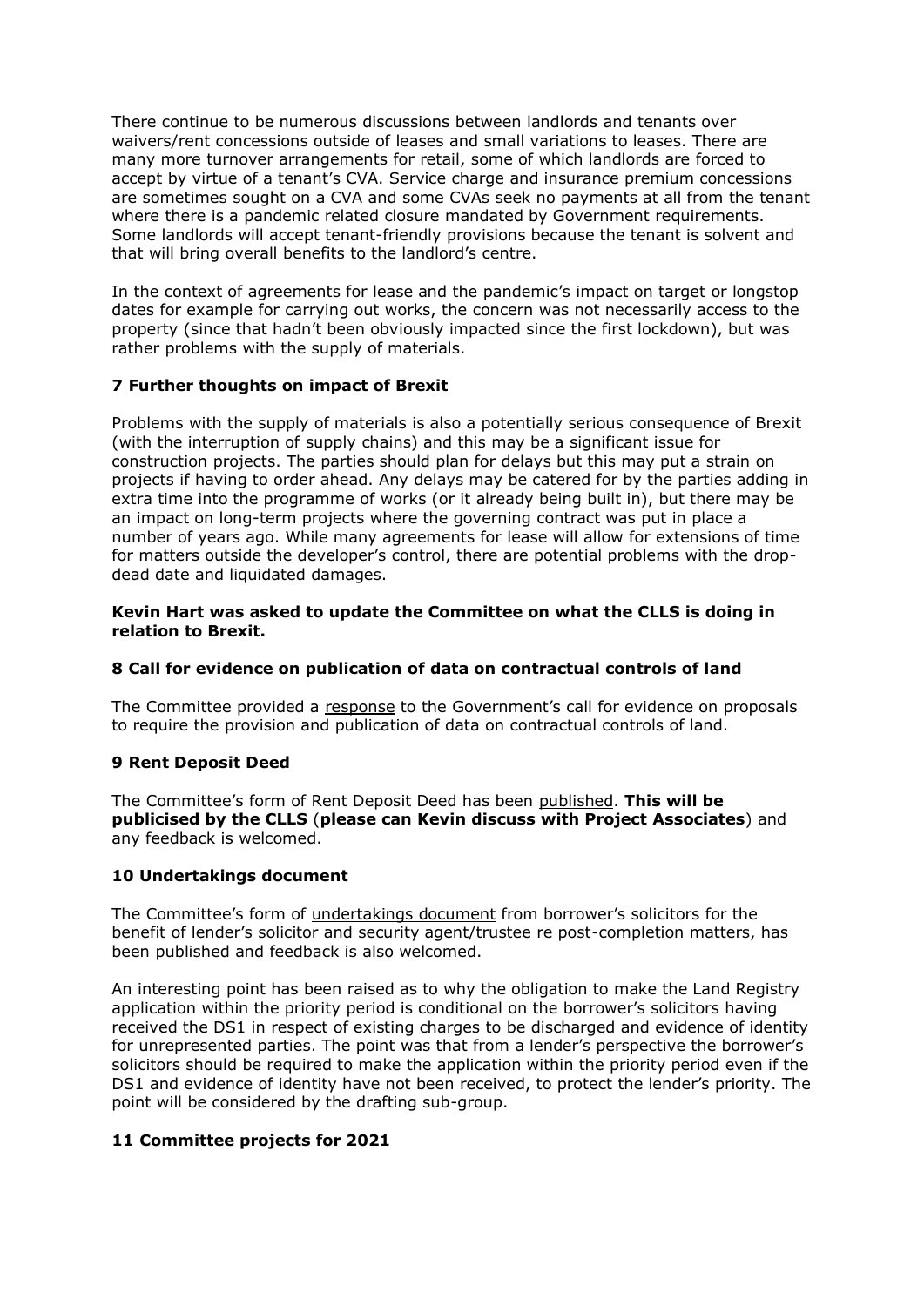There continue to be numerous discussions between landlords and tenants over waivers/rent concessions outside of leases and small variations to leases. There are many more turnover arrangements for retail, some of which landlords are forced to accept by virtue of a tenant's CVA. Service charge and insurance premium concessions are sometimes sought on a CVA and some CVAs seek no payments at all from the tenant where there is a pandemic related closure mandated by Government requirements. Some landlords will accept tenant-friendly provisions because the tenant is solvent and that will bring overall benefits to the landlord's centre.

In the context of agreements for lease and the pandemic's impact on target or longstop dates for example for carrying out works, the concern was not necessarily access to the property (since that hadn't been obviously impacted since the first lockdown), but was rather problems with the supply of materials.

### 7 Further thoughts on impact of Brexit

Problems with the supply of materials is also a potentially serious consequence of Brexit (with the interruption of supply chains) and this may be a significant issue for construction projects. The parties should plan for delays but this may put a strain on projects if having to order ahead. Any delays may be catered for by the parties adding in extra time into the programme of works (or it already being built in), but there may be an impact on long-term projects where the governing contract was put in place a number of years ago. While many agreements for lease will allow for extensions of time for matters outside the developer's control, there are potential problems with the drop-dead date and liquidated damages.

**Kevin Hart was asked to update the Committee on what the CLLS is doing in relation to Brexit.**

### 8 Call for evidence on publication of data on contractual controls of land

The Committee provided a response to the Government's call for evidence on proposals to require the provision and publication of data on contractual controls of land.

### 9 Rent Deposit Deed

The Committee's form of Rent Deposit Deed has been published. **This will be publicised by the CLLS** (**please can Kevin discuss with Project Associates**) and any feedback is welcomed.

### 10 Undertakings document

The Committee's form of undertakings document from borrower's solicitors for the benefit of lender's solicitor and security agent/trustee re post-completion matters, has been published and feedback is also welcomed.

An interesting point has been raised as to why the obligation to make the Land Registry application within the priority period is conditional on the borrower's solicitors having received the DS1 in respect of existing charges to be discharged and evidence of identity for unrepresented parties. The point was that from a lender's perspective the borrower's solicitors should be required to make the application within the priority period even if the DS1 and evidence of identity have not been received, to protect the lender's priority. The point will be considered by the drafting sub-group.

### 11 Committee projects for 2021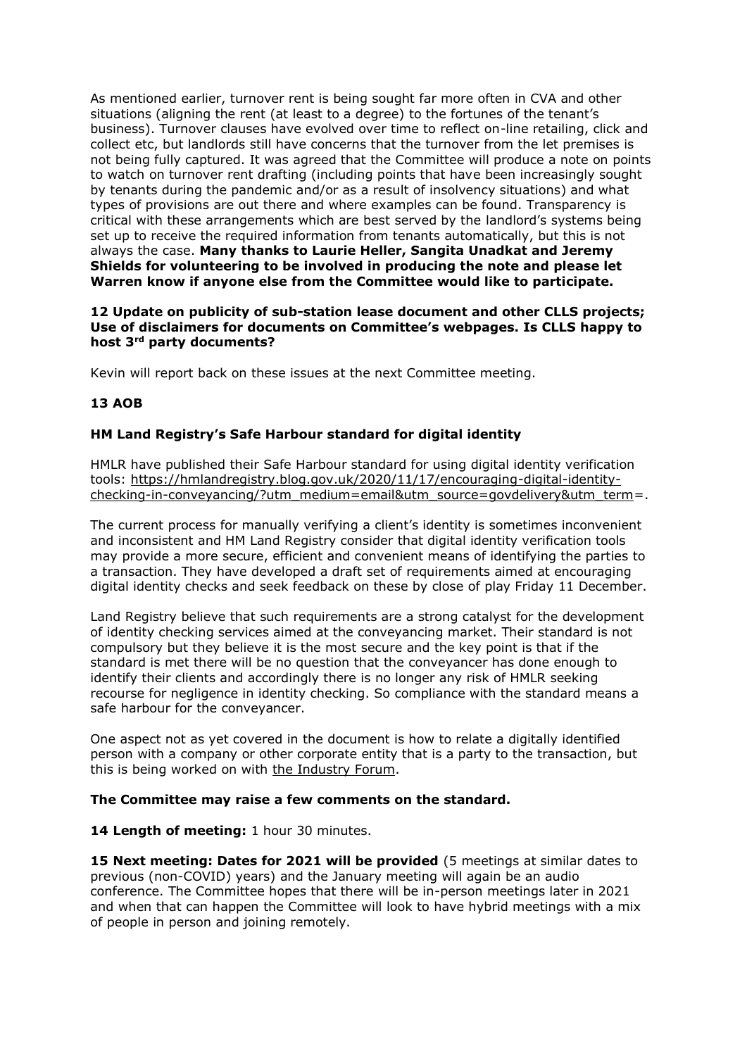As mentioned earlier, turnover rent is being sought far more often in CVA and other situations (aligning the rent (at least to a degree) to the fortunes of the tenant's business). Turnover clauses have evolved over time to reflect on-line retailing, click and collect etc, but landlords still have concerns that the turnover from the let premises is not being fully captured. It was agreed that the Committee will produce a note on points to watch on turnover rent drafting (including points that have been increasingly sought by tenants during the pandemic and/or as a result of insolvency situations) and what types of provisions are out there and where examples can be found. Transparency is critical with these arrangements which are best served by the landlord's systems being set up to receive the required information from tenants automatically, but this is not always the case. **Many thanks to Laurie Heller, Sangita Unadkat and Jeremy Shields for volunteering to be involved in producing the note and please let Warren know if anyone else from the Committee would like to participate.**

**12 Update on publicity of sub-station lease document and other CLLS projects; Use of disclaimers for documents on Committee's webpages. Is CLLS happy to host 3rd party documents?**

Kevin will report back on these issues at the next Committee meeting.

**13 AOB**

**HM Land Registry's Safe Harbour standard for digital identity**

HMLR have published their Safe Harbour standard for using digital identity verification tools: https://hmlandregistry.blog.gov.uk/2020/11/17/encouraging-digital-identity-checking-in-conveyancing/?utm_medium=email&utm_source=govdelivery&utm_term=.

The current process for manually verifying a client's identity is sometimes inconvenient and inconsistent and HM Land Registry consider that digital identity verification tools may provide a more secure, efficient and convenient means of identifying the parties to a transaction. They have developed a draft set of requirements aimed at encouraging digital identity checks and seek feedback on these by close of play Friday 11 December.

Land Registry believe that such requirements are a strong catalyst for the development of identity checking services aimed at the conveyancing market. Their standard is not compulsory but they believe it is the most secure and the key point is that if the standard is met there will be no question that the conveyancer has done enough to identify their clients and accordingly there is no longer any risk of HMLR seeking recourse for negligence in identity checking. So compliance with the standard means a safe harbour for the conveyancer.

One aspect not as yet covered in the document is how to relate a digitally identified person with a company or other corporate entity that is a party to the transaction, but this is being worked on with the Industry Forum.

**The Committee may raise a few comments on the standard.**

**14 Length of meeting:** 1 hour 30 minutes.

**15 Next meeting: Dates for 2021 will be provided** (5 meetings at similar dates to previous (non-COVID) years) and the January meeting will again be an audio conference. The Committee hopes that there will be in-person meetings later in 2021 and when that can happen the Committee will look to have hybrid meetings with a mix of people in person and joining remotely.